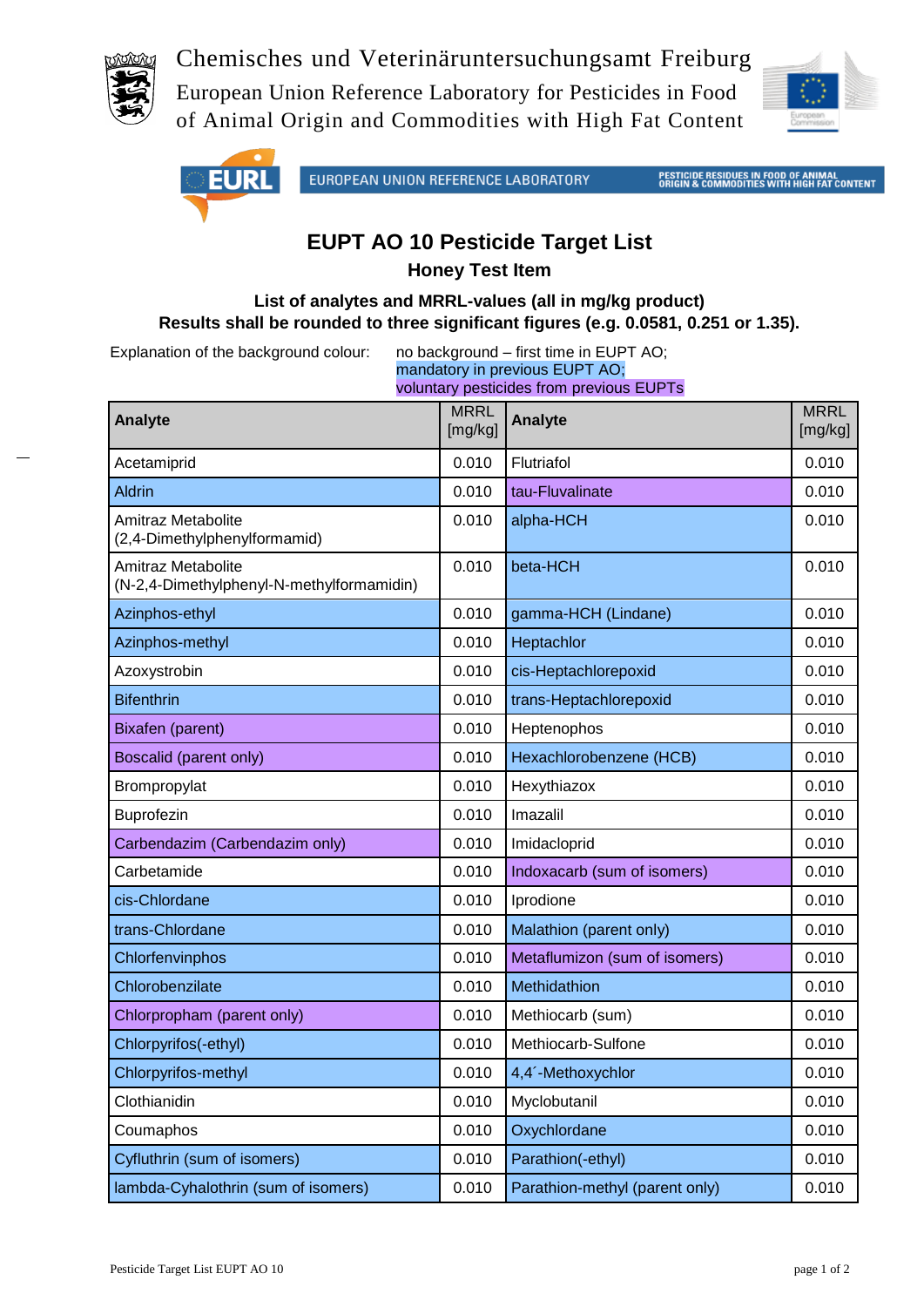Chemisches und Veterinäruntersuchungsamt Freiburg
European Union Reference Laboratory for Pesticides in Food of Animal Origin and Commodities with High Fat Content

EUROPEAN UNION REFERENCE LABORATORY — PESTICIDE RESIDUES IN FOOD OF ANIMAL ORIGIN & COMMODITIES WITH HIGH FAT CONTENT

# EUPT AO 10 Pesticide Target List

## Honey Test Item

**List of analytes and MRRL-values (all in mg/kg product)**
**Results shall be rounded to three significant figures (e.g. 0.0581, 0.251 or 1.35).**

Explanation of the background colour:
- no background – first time in EUPT AO;
- mandatory in previous EUPT AO;
- voluntary pesticides from previous EUPTs

| Analyte | MRRL [mg/kg] | Analyte | MRRL [mg/kg] |
|---|---|---|---|
| Acetamiprid | 0.010 | Flutriafol | 0.010 |
| Aldrin | 0.010 | tau-Fluvalinate | 0.010 |
| Amitraz Metabolite (2,4-Dimethylphenylformamid) | 0.010 | alpha-HCH | 0.010 |
| Amitraz Metabolite (N-2,4-Dimethylphenyl-N-methylformamidin) | 0.010 | beta-HCH | 0.010 |
| Azinphos-ethyl | 0.010 | gamma-HCH (Lindane) | 0.010 |
| Azinphos-methyl | 0.010 | Heptachlor | 0.010 |
| Azoxystrobin | 0.010 | cis-Heptachlorepoxid | 0.010 |
| Bifenthrin | 0.010 | trans-Heptachlorepoxid | 0.010 |
| Bixafen (parent) | 0.010 | Heptenophos | 0.010 |
| Boscalid (parent only) | 0.010 | Hexachlorobenzene (HCB) | 0.010 |
| Brompropylat | 0.010 | Hexythiazox | 0.010 |
| Buprofezin | 0.010 | Imazalil | 0.010 |
| Carbendazim (Carbendazim only) | 0.010 | Imidacloprid | 0.010 |
| Carbetamide | 0.010 | Indoxacarb (sum of isomers) | 0.010 |
| cis-Chlordane | 0.010 | Iprodione | 0.010 |
| trans-Chlordane | 0.010 | Malathion (parent only) | 0.010 |
| Chlorfenvinphos | 0.010 | Metaflumizon (sum of isomers) | 0.010 |
| Chlorobenzilate | 0.010 | Methidathion | 0.010 |
| Chlorpropham (parent only) | 0.010 | Methiocarb (sum) | 0.010 |
| Chlorpyrifos(-ethyl) | 0.010 | Methiocarb-Sulfone | 0.010 |
| Chlorpyrifos-methyl | 0.010 | 4,4´-Methoxychlor | 0.010 |
| Clothianidin | 0.010 | Myclobutanil | 0.010 |
| Coumaphos | 0.010 | Oxychlordane | 0.010 |
| Cyfluthrin (sum of isomers) | 0.010 | Parathion(-ethyl) | 0.010 |
| lambda-Cyhalothrin (sum of isomers) | 0.010 | Parathion-methyl (parent only) | 0.010 |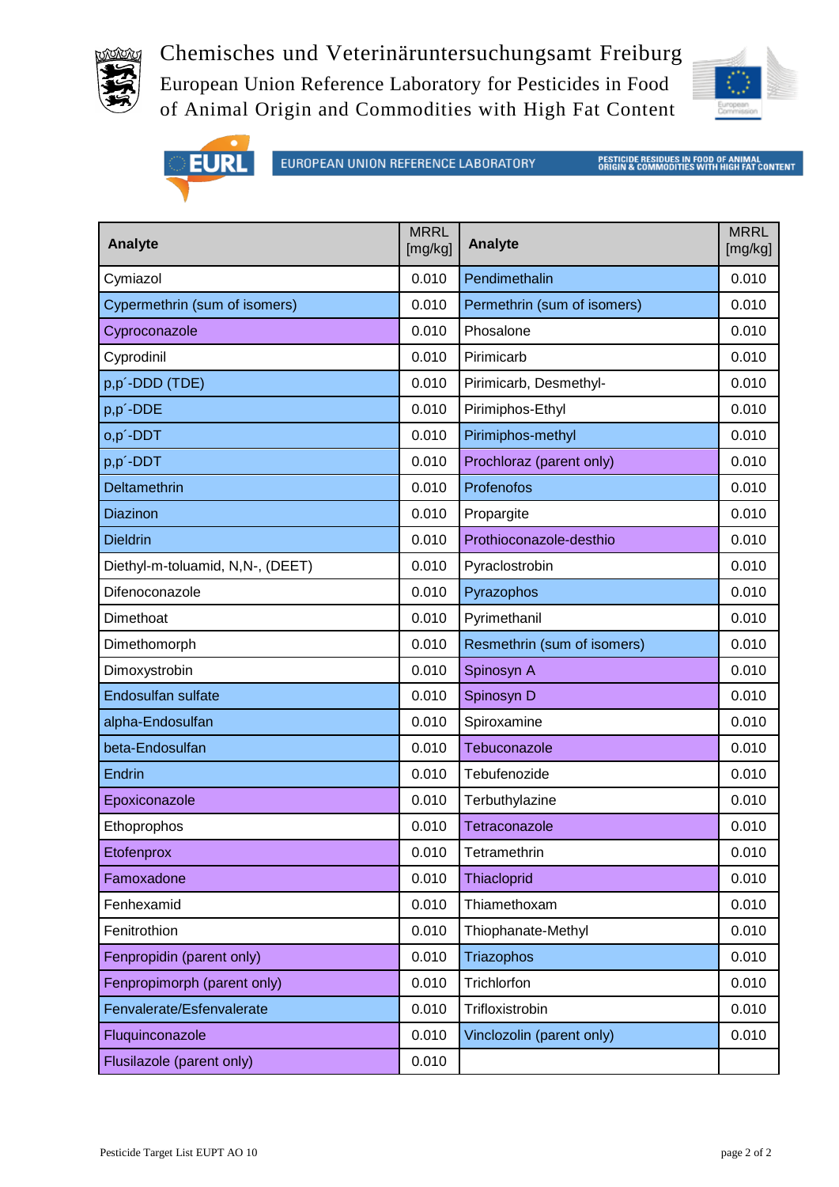Chemisches und Veterinäruntersuchungsamt Freiburg

European Union Reference Laboratory for Pesticides in Food of Animal Origin and Commodities with High Fat Content

EURL EUROPEAN UNION REFERENCE LABORATORY PESTICIDE RESIDUES IN FOOD OF ANIMAL ORIGIN & COMMODITIES WITH HIGH FAT CONTENT

| Analyte | MRRL [mg/kg] | Analyte | MRRL [mg/kg] |
|---|---|---|---|
| Cymiazol | 0.010 | Pendimethalin | 0.010 |
| Cypermethrin (sum of isomers) | 0.010 | Permethrin (sum of isomers) | 0.010 |
| Cyproconazole | 0.010 | Phosalone | 0.010 |
| Cyprodinil | 0.010 | Pirimicarb | 0.010 |
| p,p´-DDD (TDE) | 0.010 | Pirimicarb, Desmethyl- | 0.010 |
| p,p´-DDE | 0.010 | Pirimiphos-Ethyl | 0.010 |
| o,p´-DDT | 0.010 | Pirimiphos-methyl | 0.010 |
| p,p´-DDT | 0.010 | Prochloraz (parent only) | 0.010 |
| Deltamethrin | 0.010 | Profenofos | 0.010 |
| Diazinon | 0.010 | Propargite | 0.010 |
| Dieldrin | 0.010 | Prothioconazole-desthio | 0.010 |
| Diethyl-m-toluamid, N,N-, (DEET) | 0.010 | Pyraclostrobin | 0.010 |
| Difenoconazole | 0.010 | Pyrazophos | 0.010 |
| Dimethoat | 0.010 | Pyrimethanil | 0.010 |
| Dimethomorph | 0.010 | Resmethrin (sum of isomers) | 0.010 |
| Dimoxystrobin | 0.010 | Spinosyn A | 0.010 |
| Endosulfan sulfate | 0.010 | Spinosyn D | 0.010 |
| alpha-Endosulfan | 0.010 | Spiroxamine | 0.010 |
| beta-Endosulfan | 0.010 | Tebuconazole | 0.010 |
| Endrin | 0.010 | Tebufenozide | 0.010 |
| Epoxiconazole | 0.010 | Terbuthylazine | 0.010 |
| Ethoprophos | 0.010 | Tetraconazole | 0.010 |
| Etofenprox | 0.010 | Tetramethrin | 0.010 |
| Famoxadone | 0.010 | Thiacloprid | 0.010 |
| Fenhexamid | 0.010 | Thiamethoxam | 0.010 |
| Fenitrothion | 0.010 | Thiophanate-Methyl | 0.010 |
| Fenpropidin (parent only) | 0.010 | Triazophos | 0.010 |
| Fenpropimorph (parent only) | 0.010 | Trichlorfon | 0.010 |
| Fenvalerate/Esfenvalerate | 0.010 | Trifloxistrobin | 0.010 |
| Fluquinconazole | 0.010 | Vinclozolin (parent only) | 0.010 |
| Flusilazole (parent only) | 0.010 | | |

Pesticide Target List EUPT AO 10